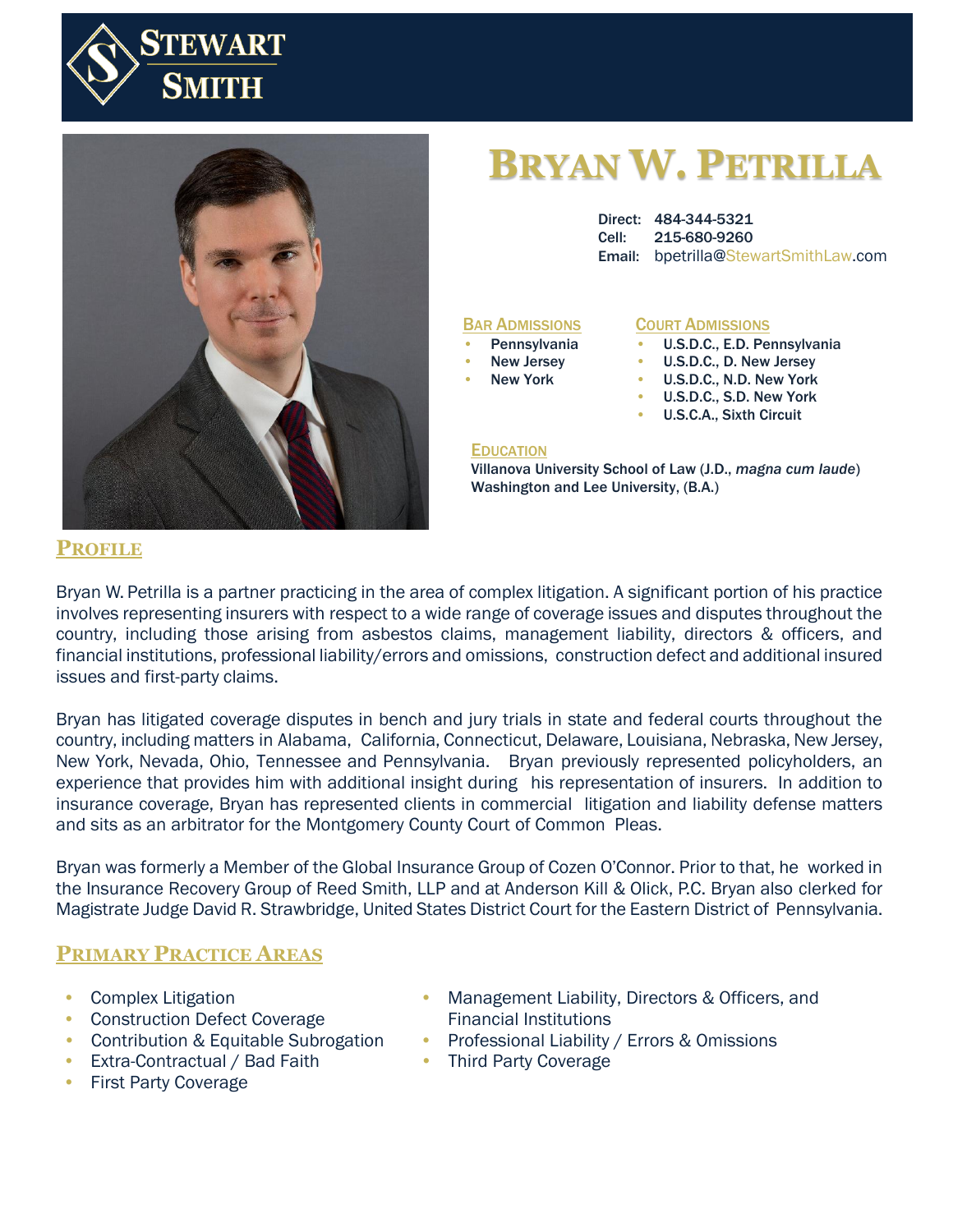**STEWART SMITH**

# BRYAN W. PETRILLA

Direct: 484-344-5321
Cell: 215-680-9260
Email: bpetrilla@StewartSmithLaw.com

## BAR ADMISSIONS

- Pennsylvania
- New Jersey
- New York

## COURT ADMISSIONS

- U.S.D.C., E.D. Pennsylvania
- U.S.D.C., D. New Jersey
- U.S.D.C., N.D. New York
- U.S.D.C., S.D. New York
- U.S.C.A., Sixth Circuit

## EDUCATION

Villanova University School of Law (J.D., *magna cum laude*)
Washington and Lee University, (B.A.)

## PROFILE

Bryan W. Petrilla is a partner practicing in the area of complex litigation. A significant portion of his practice involves representing insurers with respect to a wide range of coverage issues and disputes throughout the country, including those arising from asbestos claims, management liability, directors & officers, and financial institutions, professional liability/errors and omissions, construction defect and additional insured issues and first-party claims.

Bryan has litigated coverage disputes in bench and jury trials in state and federal courts throughout the country, including matters in Alabama, California, Connecticut, Delaware, Louisiana, Nebraska, New Jersey, New York, Nevada, Ohio, Tennessee and Pennsylvania. Bryan previously represented policyholders, an experience that provides him with additional insight during his representation of insurers. In addition to insurance coverage, Bryan has represented clients in commercial litigation and liability defense matters and sits as an arbitrator for the Montgomery County Court of Common Pleas.

Bryan was formerly a Member of the Global Insurance Group of Cozen O'Connor. Prior to that, he worked in the Insurance Recovery Group of Reed Smith, LLP and at Anderson Kill & Olick, P.C. Bryan also clerked for Magistrate Judge David R. Strawbridge, United States District Court for the Eastern District of Pennsylvania.

## PRIMARY PRACTICE AREAS

- Complex Litigation
- Construction Defect Coverage
- Contribution & Equitable Subrogation
- Extra-Contractual / Bad Faith
- First Party Coverage
- Management Liability, Directors & Officers, and Financial Institutions
- Professional Liability / Errors & Omissions
- Third Party Coverage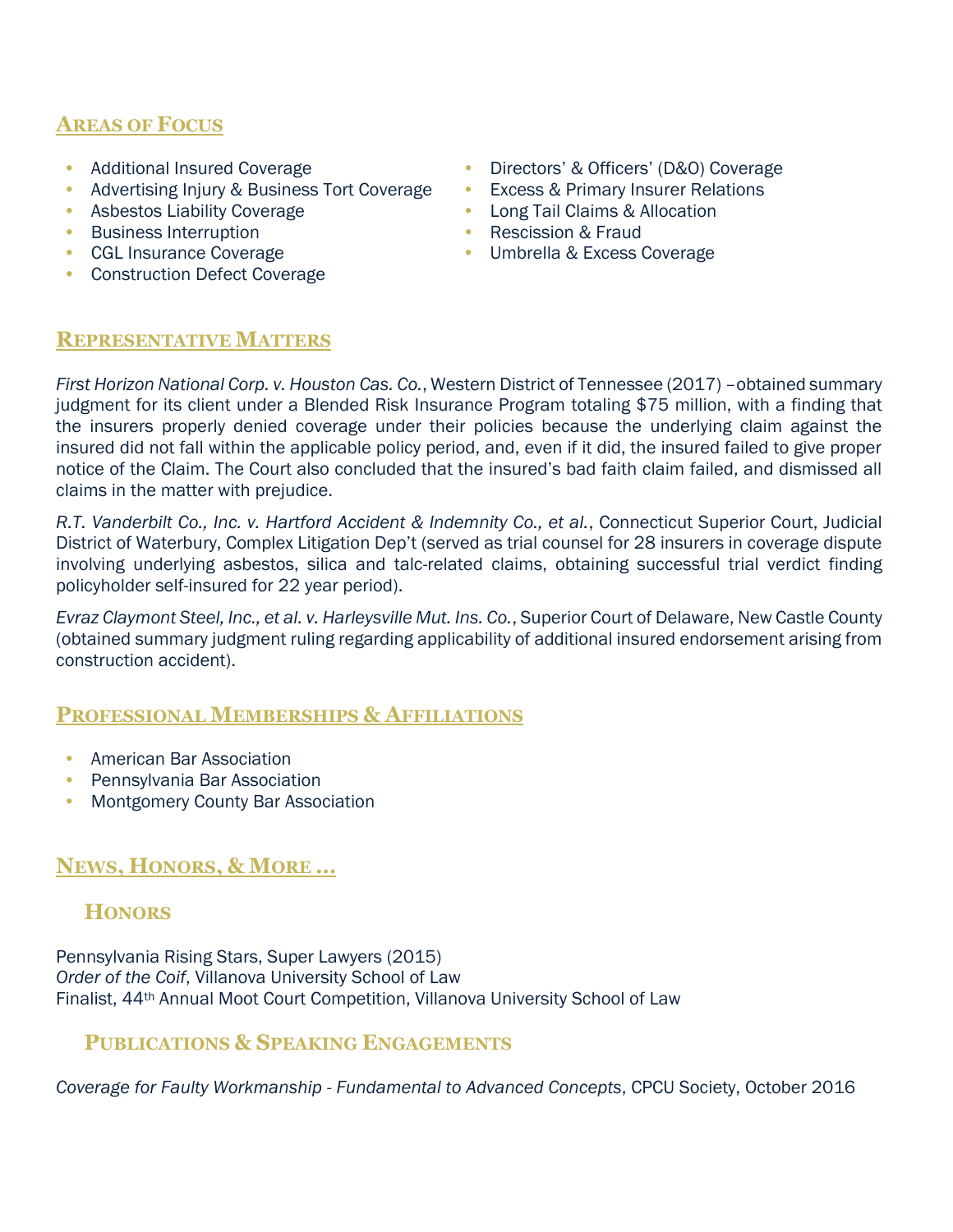## Areas of Focus

- Additional Insured Coverage
- Advertising Injury & Business Tort Coverage
- Asbestos Liability Coverage
- Business Interruption
- CGL Insurance Coverage
- Construction Defect Coverage
- Directors' & Officers' (D&O) Coverage
- Excess & Primary Insurer Relations
- Long Tail Claims & Allocation
- Rescission & Fraud
- Umbrella & Excess Coverage

## Representative Matters

*First Horizon National Corp. v. Houston Cas. Co.*, Western District of Tennessee (2017) –obtained summary judgment for its client under a Blended Risk Insurance Program totaling $75 million, with a finding that the insurers properly denied coverage under their policies because the underlying claim against the insured did not fall within the applicable policy period, and, even if it did, the insured failed to give proper notice of the Claim. The Court also concluded that the insured's bad faith claim failed, and dismissed all claims in the matter with prejudice.

*R.T. Vanderbilt Co., Inc. v. Hartford Accident & Indemnity Co., et al.*, Connecticut Superior Court, Judicial District of Waterbury, Complex Litigation Dep't (served as trial counsel for 28 insurers in coverage dispute involving underlying asbestos, silica and talc-related claims, obtaining successful trial verdict finding policyholder self-insured for 22 year period).

*Evraz Claymont Steel, Inc., et al. v. Harleysville Mut. Ins. Co.*, Superior Court of Delaware, New Castle County (obtained summary judgment ruling regarding applicability of additional insured endorsement arising from construction accident).

## Professional Memberships & Affiliations

- American Bar Association
- Pennsylvania Bar Association
- Montgomery County Bar Association

## News, Honors, & More …

### Honors

Pennsylvania Rising Stars, Super Lawyers (2015)
*Order of the Coif*, Villanova University School of Law
Finalist, 44th Annual Moot Court Competition, Villanova University School of Law

### Publications & Speaking Engagements

*Coverage for Faulty Workmanship - Fundamental to Advanced Concepts*, CPCU Society, October 2016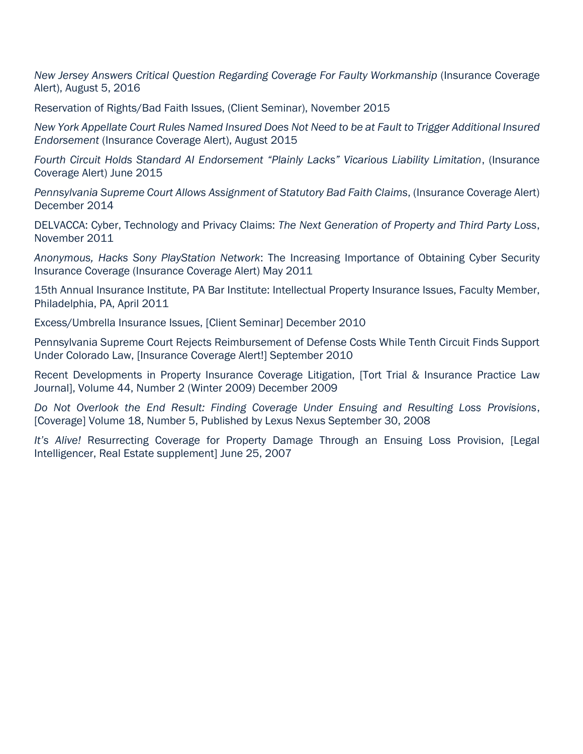*New Jersey Answers Critical Question Regarding Coverage For Faulty Workmanship* (Insurance Coverage Alert), August 5, 2016

Reservation of Rights/Bad Faith Issues, (Client Seminar), November 2015

*New York Appellate Court Rules Named Insured Does Not Need to be at Fault to Trigger Additional Insured Endorsement* (Insurance Coverage Alert), August 2015

*Fourth Circuit Holds Standard AI Endorsement "Plainly Lacks" Vicarious Liability Limitation*, (Insurance Coverage Alert) June 2015

*Pennsylvania Supreme Court Allows Assignment of Statutory Bad Faith Claims*, (Insurance Coverage Alert) December 2014

DELVACCA: Cyber, Technology and Privacy Claims: *The Next Generation of Property and Third Party Loss*, November 2011

*Anonymous, Hacks Sony PlayStation Network*: The Increasing Importance of Obtaining Cyber Security Insurance Coverage (Insurance Coverage Alert) May 2011

15th Annual Insurance Institute, PA Bar Institute: Intellectual Property Insurance Issues, Faculty Member, Philadelphia, PA, April 2011

Excess/Umbrella Insurance Issues, [Client Seminar] December 2010

Pennsylvania Supreme Court Rejects Reimbursement of Defense Costs While Tenth Circuit Finds Support Under Colorado Law, [Insurance Coverage Alert!] September 2010

Recent Developments in Property Insurance Coverage Litigation, [Tort Trial & Insurance Practice Law Journal], Volume 44, Number 2 (Winter 2009) December 2009

*Do Not Overlook the End Result: Finding Coverage Under Ensuing and Resulting Loss Provisions*, [Coverage] Volume 18, Number 5, Published by Lexus Nexus September 30, 2008

*It's Alive!* Resurrecting Coverage for Property Damage Through an Ensuing Loss Provision, [Legal Intelligencer, Real Estate supplement] June 25, 2007